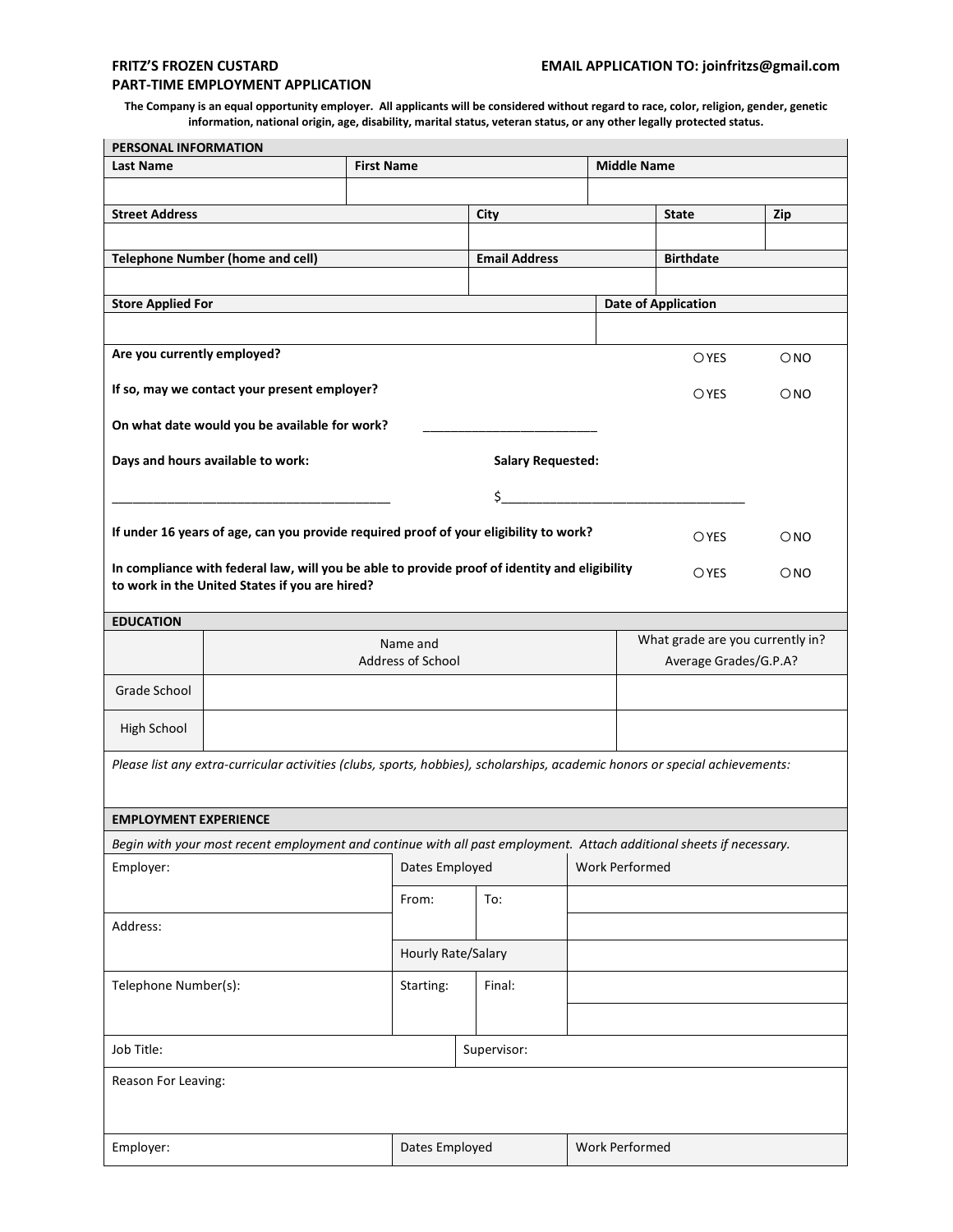**FRITZ'S FROZEN CUSTARD**
**PART-TIME EMPLOYMENT APPLICATION**

**EMAIL APPLICATION TO: joinfritzs@gmail.com**

**The Company is an equal opportunity employer. All applicants will be considered without regard to race, color, religion, gender, genetic information, national origin, age, disability, marital status, veteran status, or any other legally protected status.**

## PERSONAL INFORMATION

| Last Name | First Name | Middle Name |
|---|---|---|
| | | |

| Street Address | City | State | Zip |
|---|---|---|---|
| | | | |

| Telephone Number (home and cell) | Email Address | Birthdate |
|---|---|---|
| | | |

| Store Applied For | Date of Application |
|---|---|
| | |

**Are you currently employed?** ○ YES ○ NO

**If so, may we contact your present employer?** ○ YES ○ NO

**On what date would you be available for work?** _________________________

**Days and hours available to work:** _______________________________________

**Salary Requested:** $___________________________________

**If under 16 years of age, can you provide required proof of your eligibility to work?** ○ YES ○ NO

**In compliance with federal law, will you be able to provide proof of identity and eligibility to work in the United States if you are hired?** ○ YES ○ NO

## EDUCATION

| | Name and Address of School | What grade are you currently in? Average Grades/G.P.A? |
|---|---|---|
| Grade School | | |
| High School | | |

*Please list any extra-curricular activities (clubs, sports, hobbies), scholarships, academic honors or special achievements:*

## EMPLOYMENT EXPERIENCE

*Begin with your most recent employment and continue with all past employment. Attach additional sheets if necessary.*

| Employer: | Dates Employed | | Work Performed |
|---|---|---|---|
| | From: | To: | |
| Address: | | | |
| | Hourly Rate/Salary | | |
| Telephone Number(s): | Starting: | Final: | |
| Job Title: | Supervisor: | | |
| Reason For Leaving: | | | |

| Employer: | Dates Employed | Work Performed |
|---|---|---|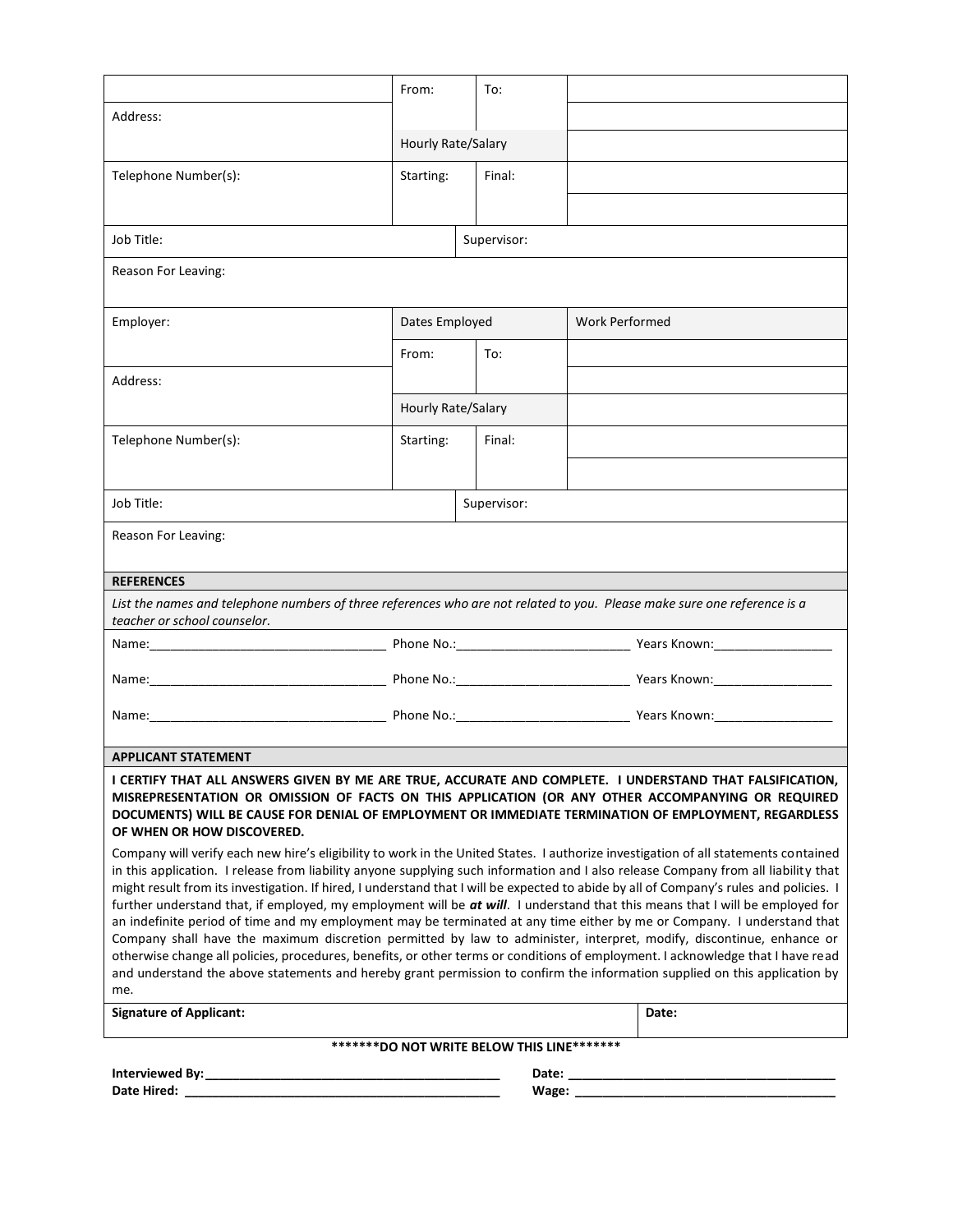| | | | |
|---|---|---|---|
| | From: | To: | |
| Address: | | | |
| | Hourly Rate/Salary | | |
| Telephone Number(s): | Starting: | Final: | |
| | | | |
| Job Title: | | Supervisor: | |
| Reason For Leaving: | | | |

| | | | |
|---|---|---|---|
| Employer: | Dates Employed | | Work Performed |
| | From: | To: | |
| Address: | | | |
| | Hourly Rate/Salary | | |
| Telephone Number(s): | Starting: | Final: | |
| | | | |
| Job Title: | | Supervisor: | |
| Reason For Leaving: | | | |

**REFERENCES**

*List the names and telephone numbers of three references who are not related to you. Please make sure one reference is a teacher or school counselor.*

Name:__________________________________ Phone No.:_________________________ Years Known:_________________

Name:__________________________________ Phone No.:_________________________ Years Known:_________________

Name:__________________________________ Phone No.:_________________________ Years Known:_________________

**APPLICANT STATEMENT**

**I CERTIFY THAT ALL ANSWERS GIVEN BY ME ARE TRUE, ACCURATE AND COMPLETE. I UNDERSTAND THAT FALSIFICATION, MISREPRESENTATION OR OMISSION OF FACTS ON THIS APPLICATION (OR ANY OTHER ACCOMPANYING OR REQUIRED DOCUMENTS) WILL BE CAUSE FOR DENIAL OF EMPLOYMENT OR IMMEDIATE TERMINATION OF EMPLOYMENT, REGARDLESS OF WHEN OR HOW DISCOVERED.**

Company will verify each new hire's eligibility to work in the United States. I authorize investigation of all statements contained in this application. I release from liability anyone supplying such information and I also release Company from all liability that might result from its investigation. If hired, I understand that I will be expected to abide by all of Company's rules and policies. I further understand that, if employed, my employment will be ***at will***. I understand that this means that I will be employed for an indefinite period of time and my employment may be terminated at any time either by me or Company. I understand that Company shall have the maximum discretion permitted by law to administer, interpret, modify, discontinue, enhance or otherwise change all policies, procedures, benefits, or other terms or conditions of employment. I acknowledge that I have read and understand the above statements and hereby grant permission to confirm the information supplied on this application by me.

| | |
|---|---|
| **Signature of Applicant:** | **Date:** |

**\*\*\*\*\*\*\*DO NOT WRITE BELOW THIS LINE\*\*\*\*\*\*\***

**Interviewed By:**_____________________________________________ **Date:** ______________________________________

**Date Hired:** _______________________________________________ **Wage:** ______________________________________